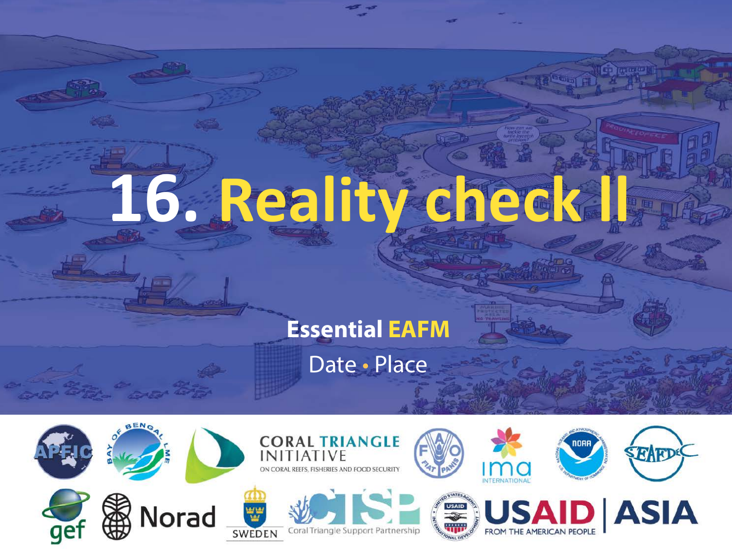# 16. Reality check II

**Essential EAFM**

Date • Place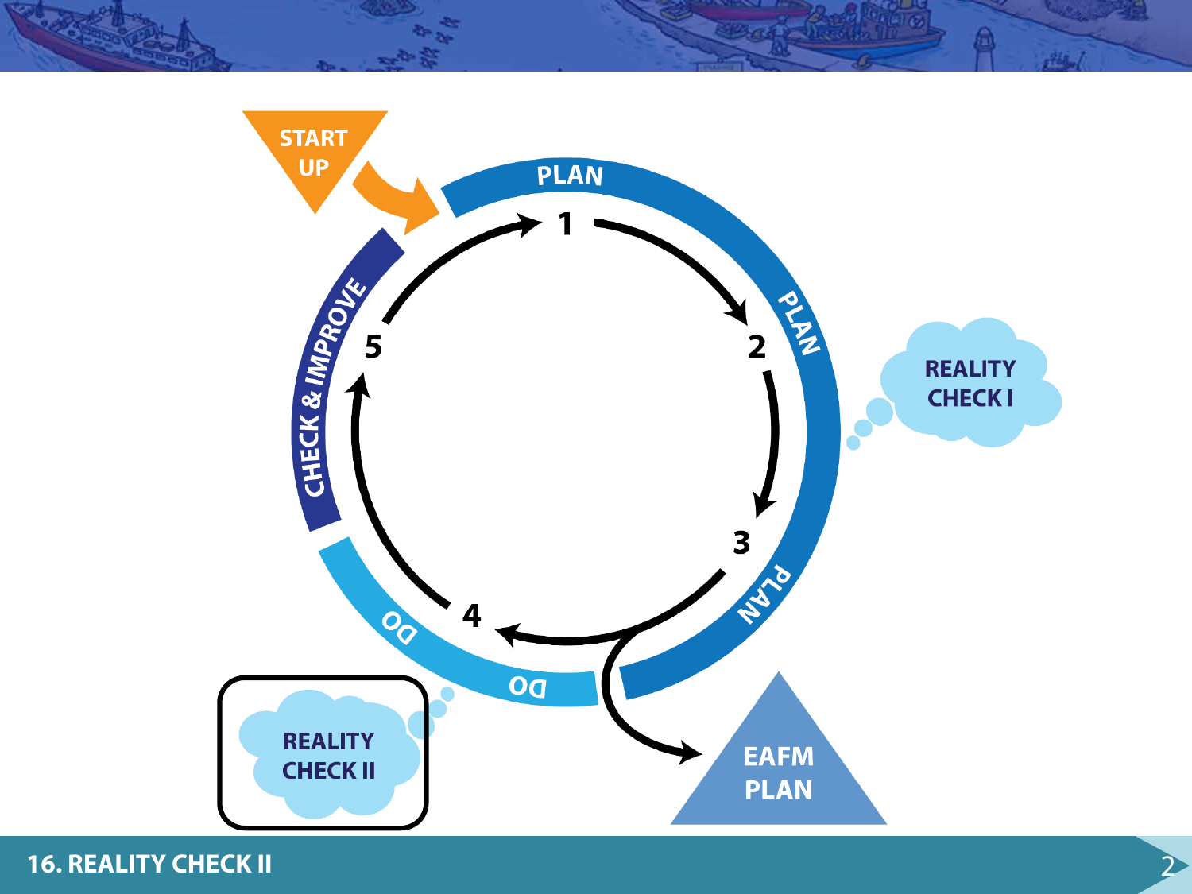START UP

PLAN

1

PLAN

2

REALITY CHECK I

3

PLAN

4

DO

DO

5

CHECK & IMPROVE

EAFM PLAN

REALITY CHECK II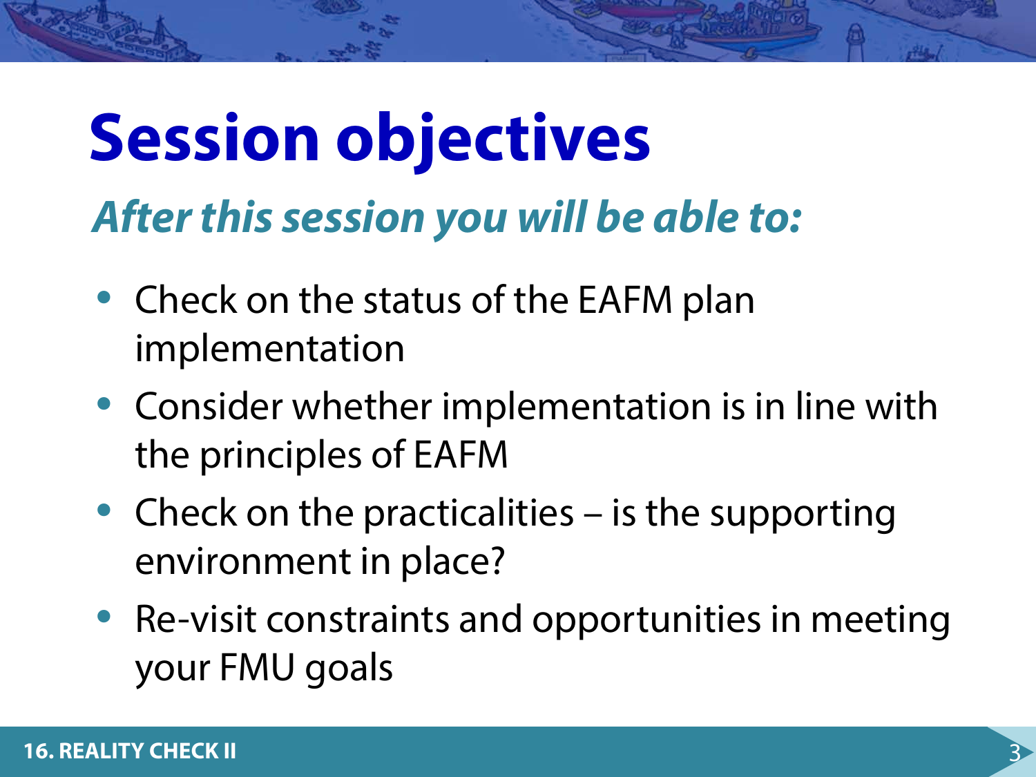# Session objectives

***After this session you will be able to:***

- Check on the status of the EAFM plan implementation
- Consider whether implementation is in line with the principles of EAFM
- Check on the practicalities – is the supporting environment in place?
- Re-visit constraints and opportunities in meeting your FMU goals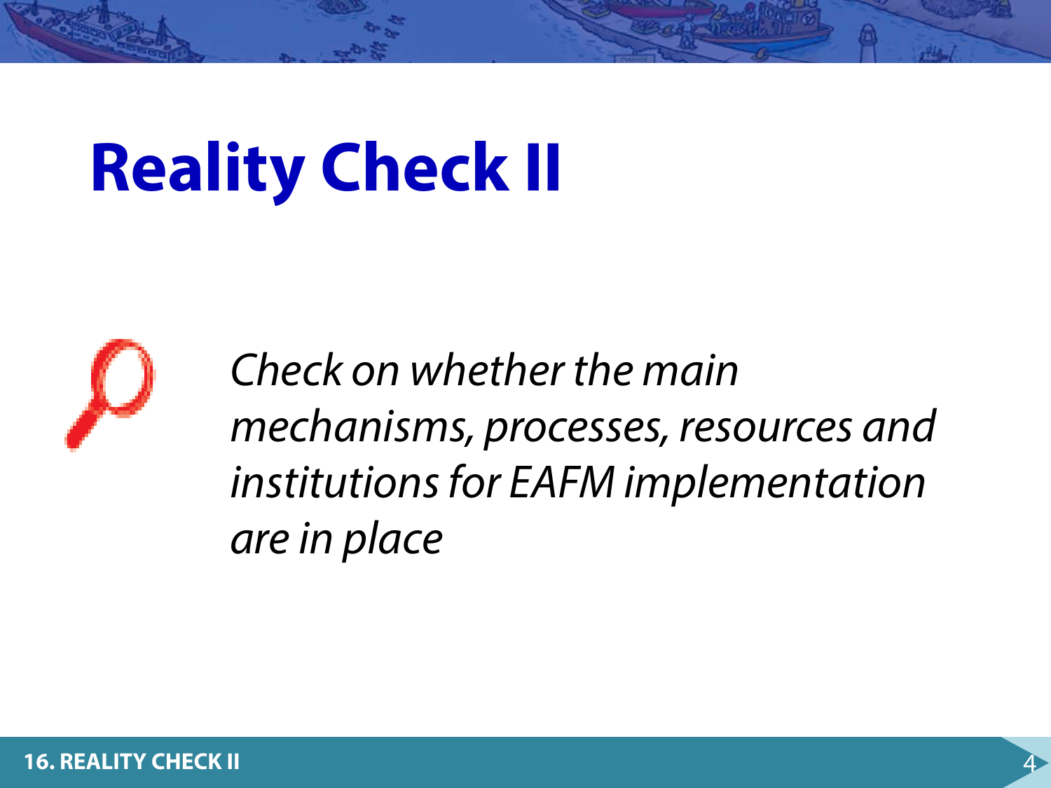# Reality Check II

*Check on whether the main mechanisms, processes, resources and institutions for EAFM implementation are in place*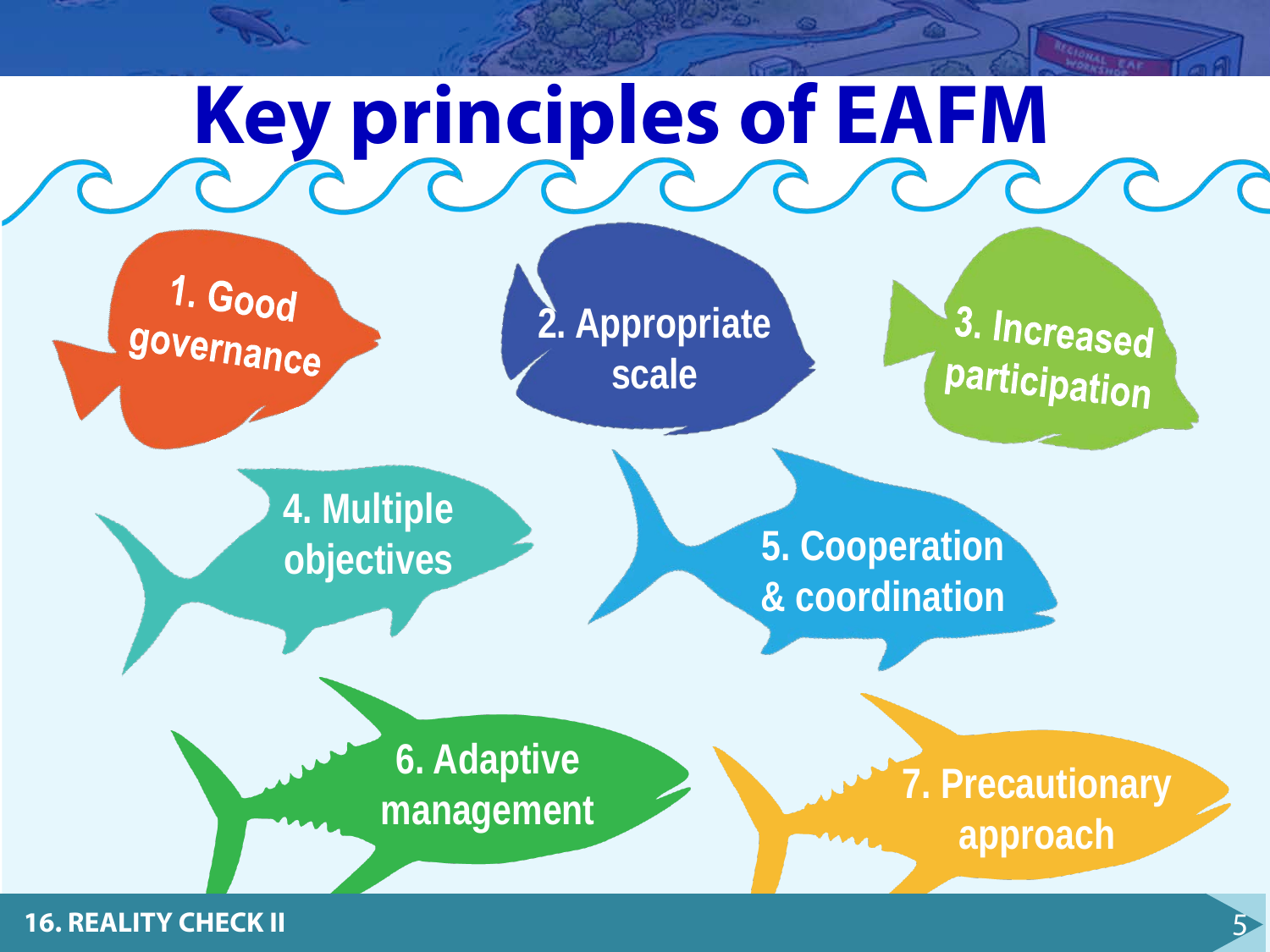# Key principles of EAFM

1. Good governance
2. Appropriate scale
3. Increased participation
4. Multiple objectives
5. Cooperation & coordination
6. Adaptive management
7. Precautionary approach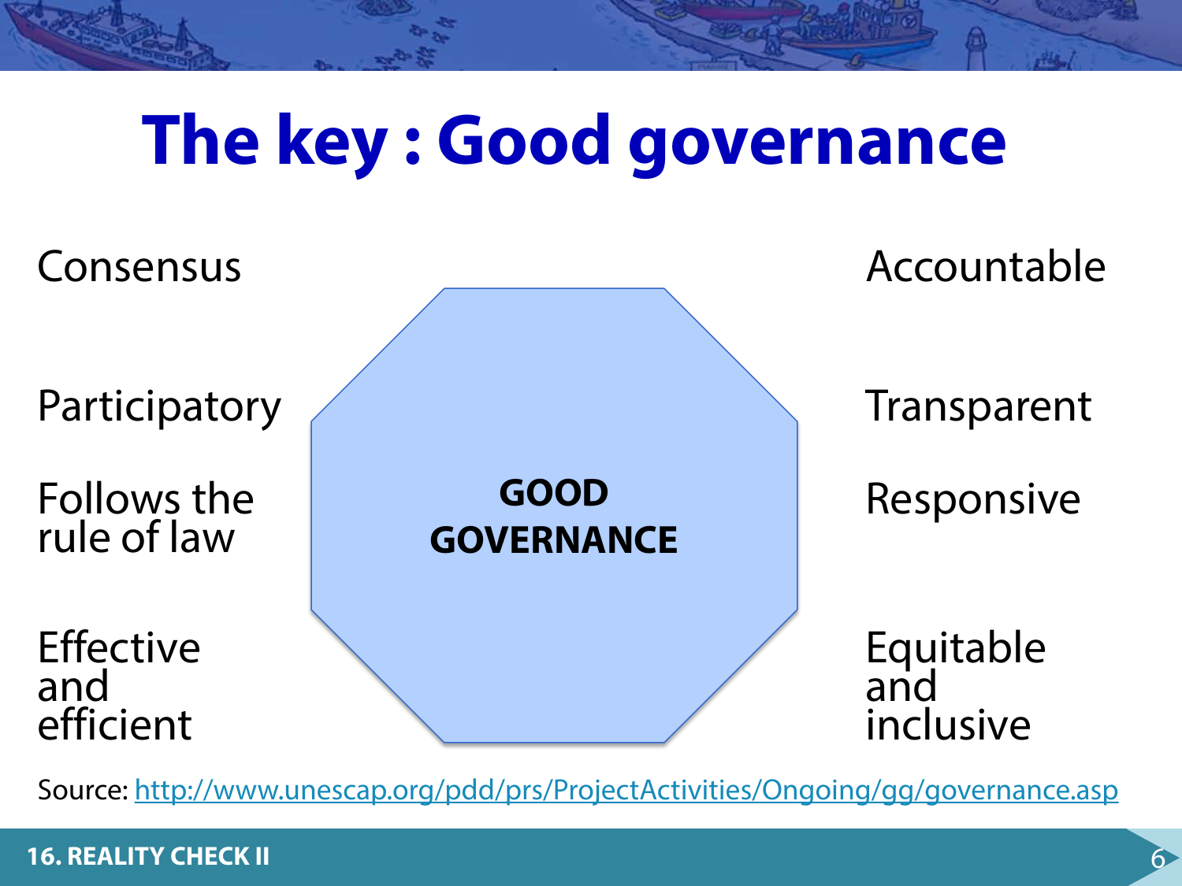# The key : Good governance

**GOOD GOVERNANCE**

- Consensus
- Participatory
- Follows the rule of law
- Effective and efficient
- Accountable
- Transparent
- Responsive
- Equitable and inclusive

Source: http://www.unescap.org/pdd/prs/ProjectActivities/Ongoing/gg/governance.asp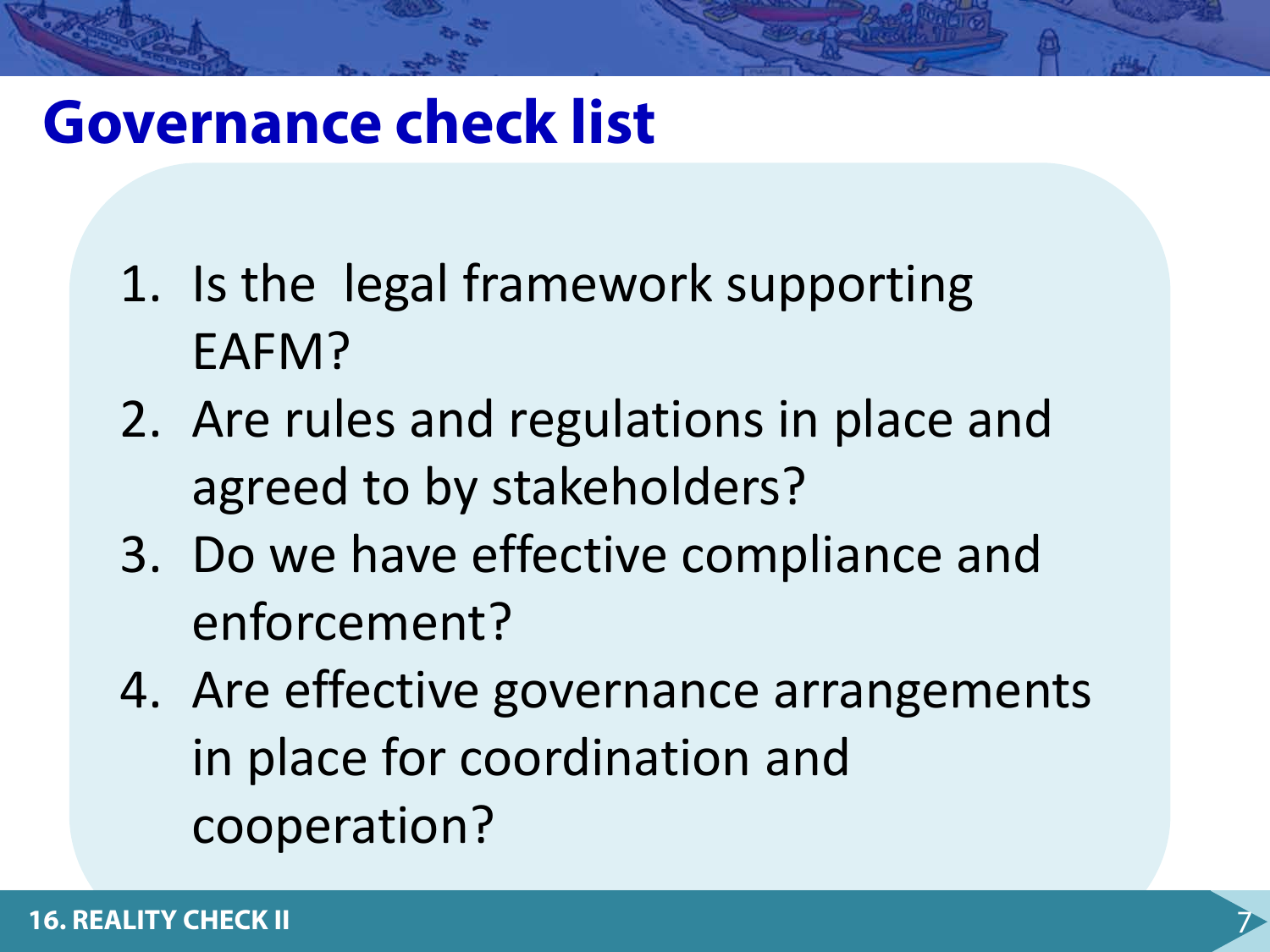# Governance check list

1. Is the legal framework supporting EAFM?
2. Are rules and regulations in place and agreed to by stakeholders?
3. Do we have effective compliance and enforcement?
4. Are effective governance arrangements in place for coordination and cooperation?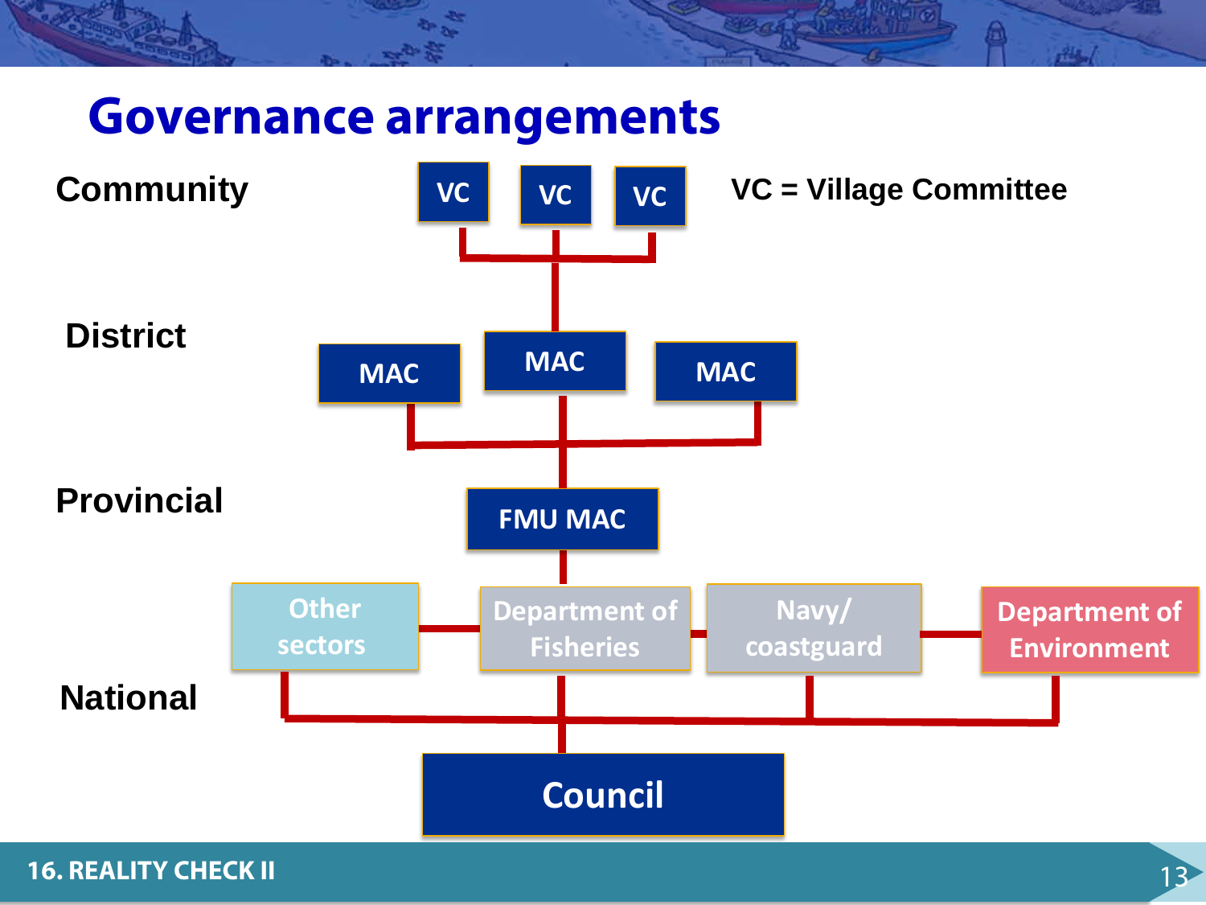# Governance arrangements

**Community**

VC | VC | VC

VC = Village Committee

**District**

MAC | MAC | MAC

**Provincial**

FMU MAC

**National**

Other sectors | Department of Fisheries | Navy/ coastguard | Department of Environment

Council

16. REALITY CHECK II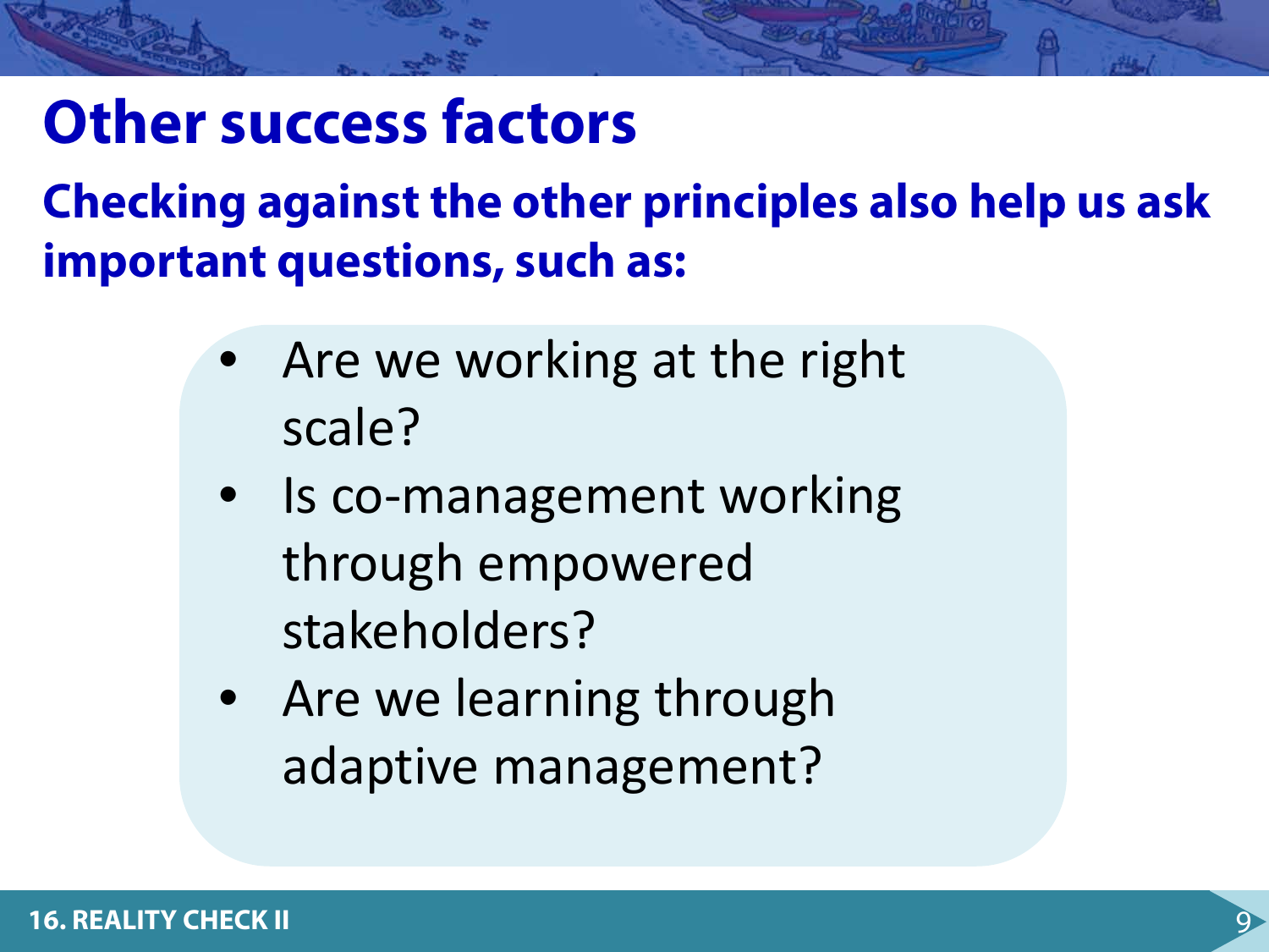# Other success factors

**Checking against the other principles also help us ask important questions, such as:**

- Are we working at the right scale?
- Is co-management working through empowered stakeholders?
- Are we learning through adaptive management?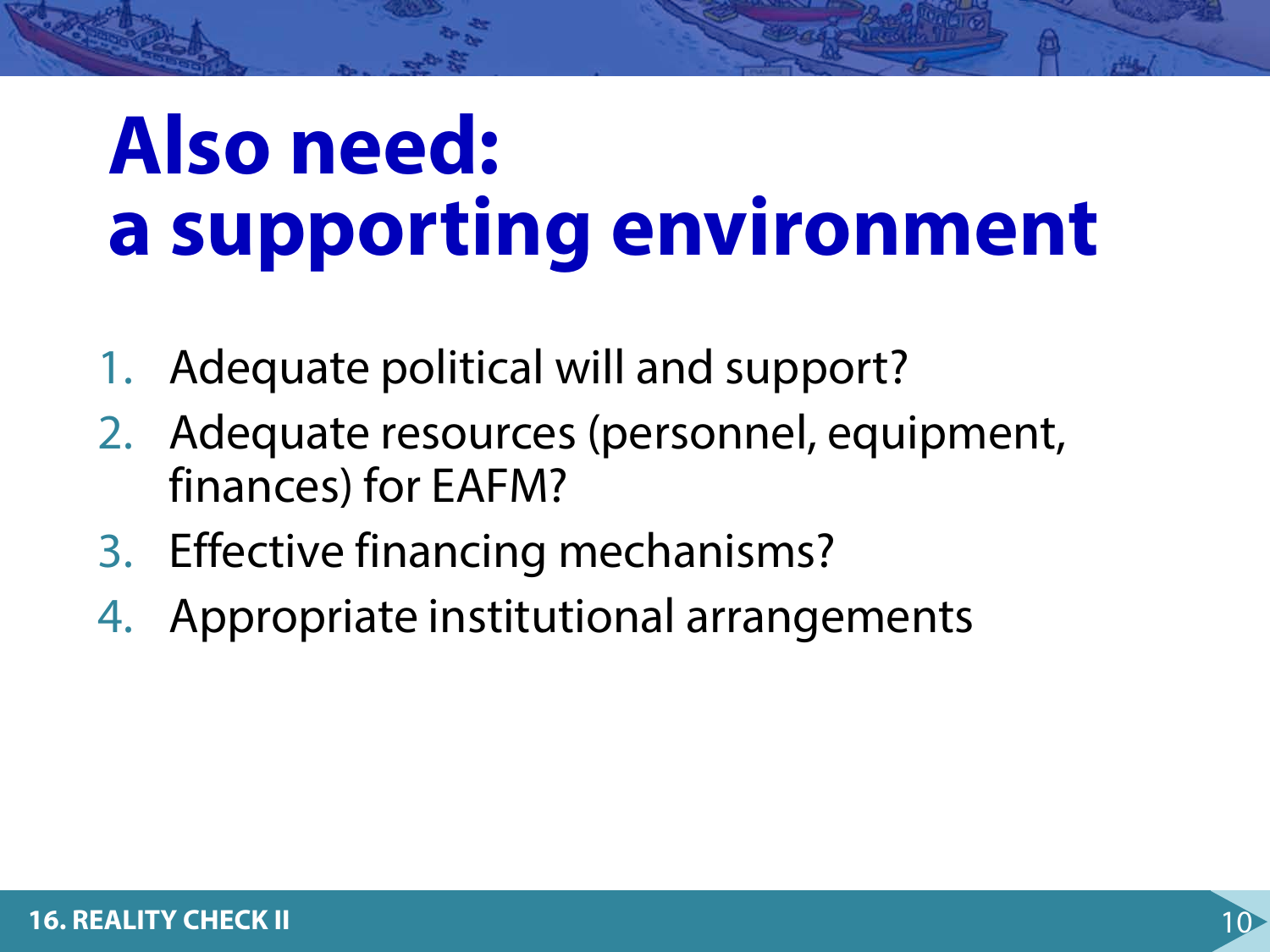# Also need: a supporting environment

1. Adequate political will and support?
2. Adequate resources (personnel, equipment, finances) for EAFM?
3. Effective financing mechanisms?
4. Appropriate institutional arrangements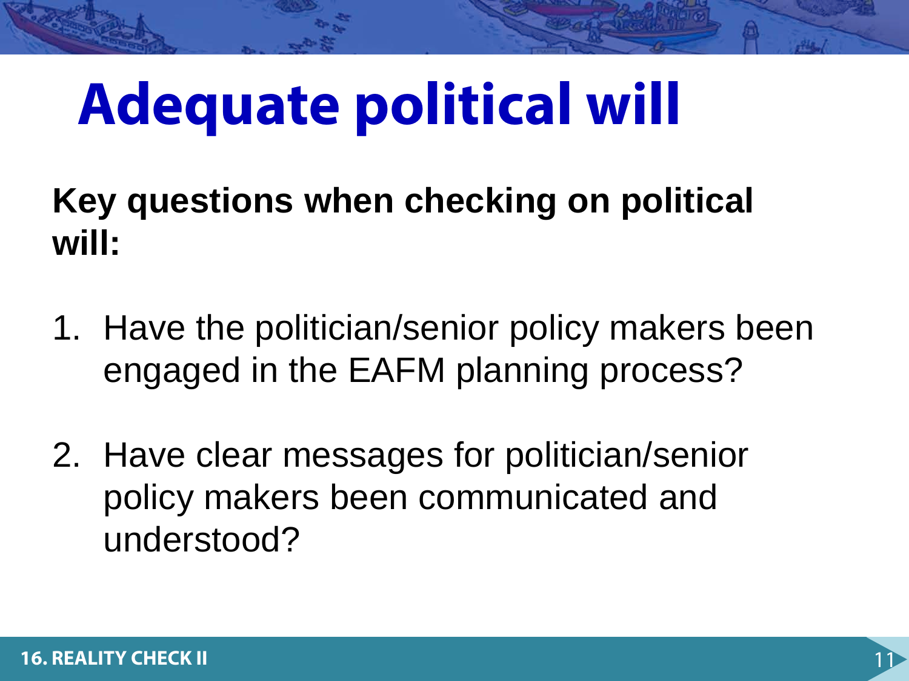# Adequate political will

**Key questions when checking on political will:**

1. Have the politician/senior policy makers been engaged in the EAFM planning process?

2. Have clear messages for politician/senior policy makers been communicated and understood?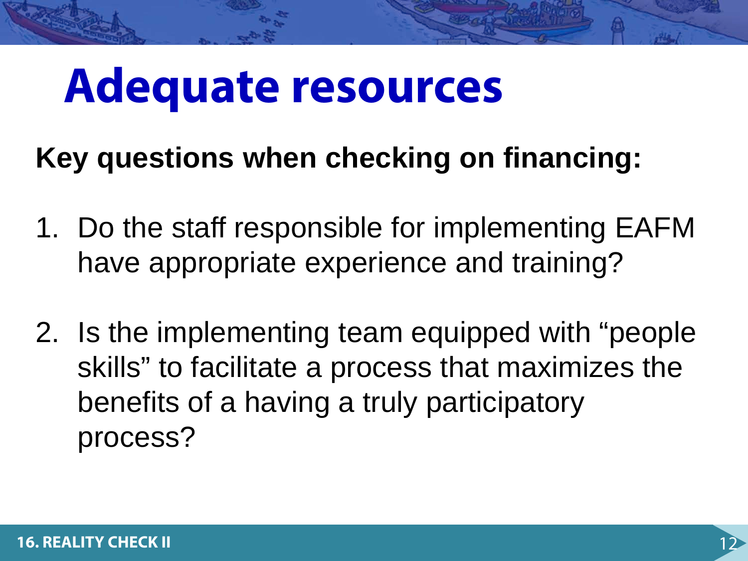# Adequate resources

**Key questions when checking on financing:**

1. Do the staff responsible for implementing EAFM have appropriate experience and training?
2. Is the implementing team equipped with “people skills” to facilitate a process that maximizes the benefits of a having a truly participatory process?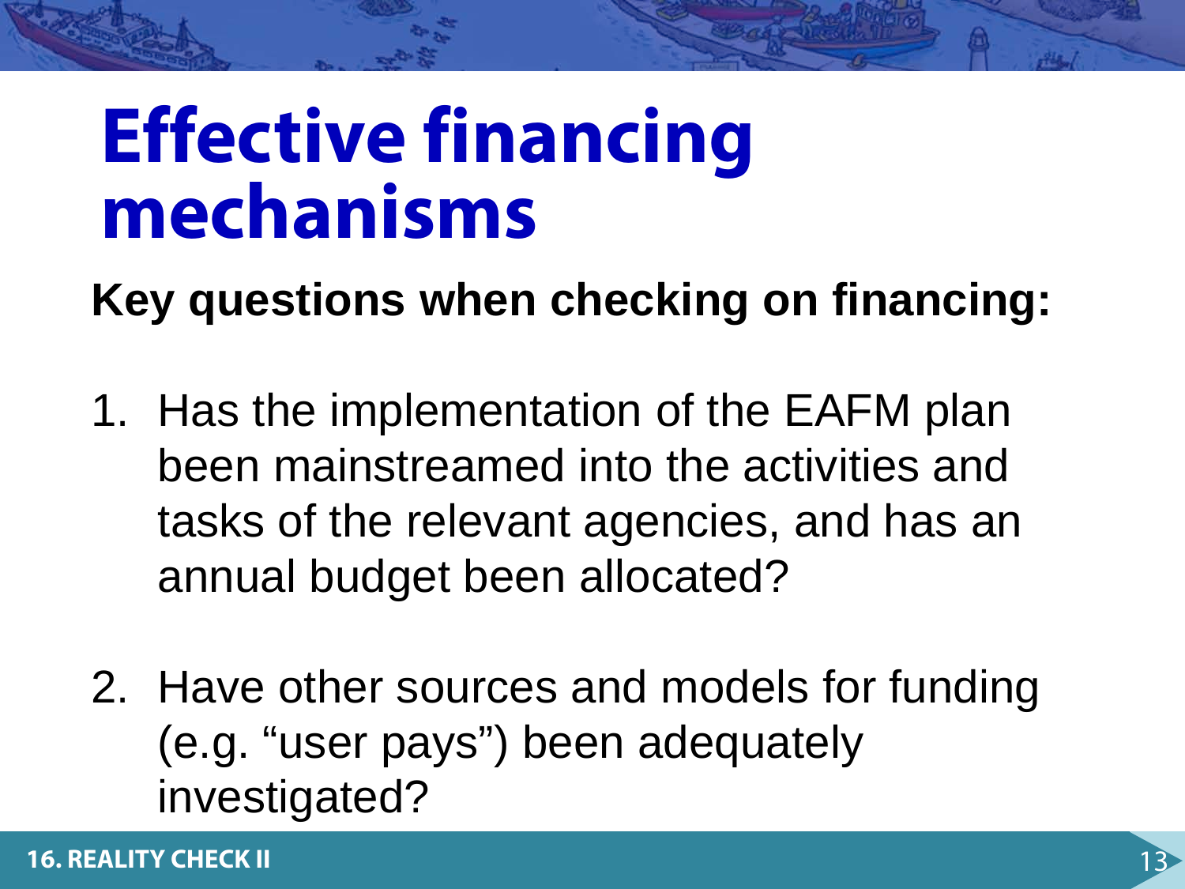# Effective financing mechanisms

**Key questions when checking on financing:**

1. Has the implementation of the EAFM plan been mainstreamed into the activities and tasks of the relevant agencies, and has an annual budget been allocated?

2. Have other sources and models for funding (e.g. "user pays") been adequately investigated?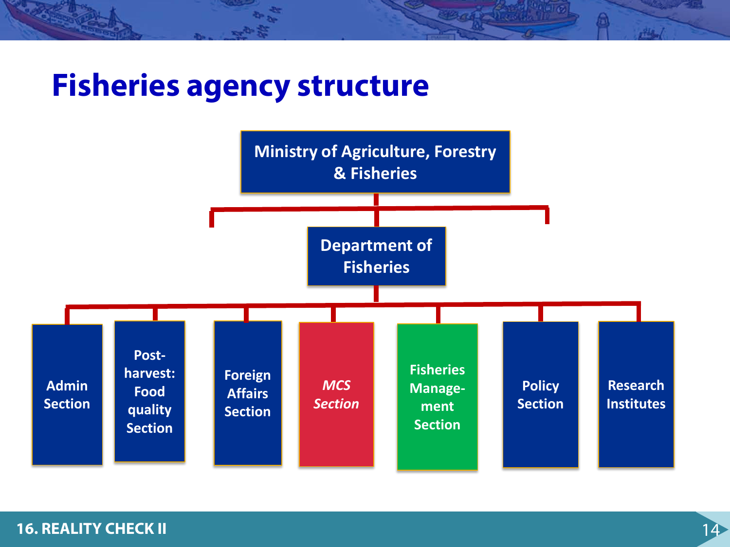# Fisheries agency structure

- Ministry of Agriculture, Forestry & Fisheries
  - Department of Fisheries
    - Admin Section
    - Post-harvest: Food quality Section
    - Foreign Affairs Section
    - *MCS Section*
    - Fisheries Manage-ment Section
    - Policy Section
    - Research Institutes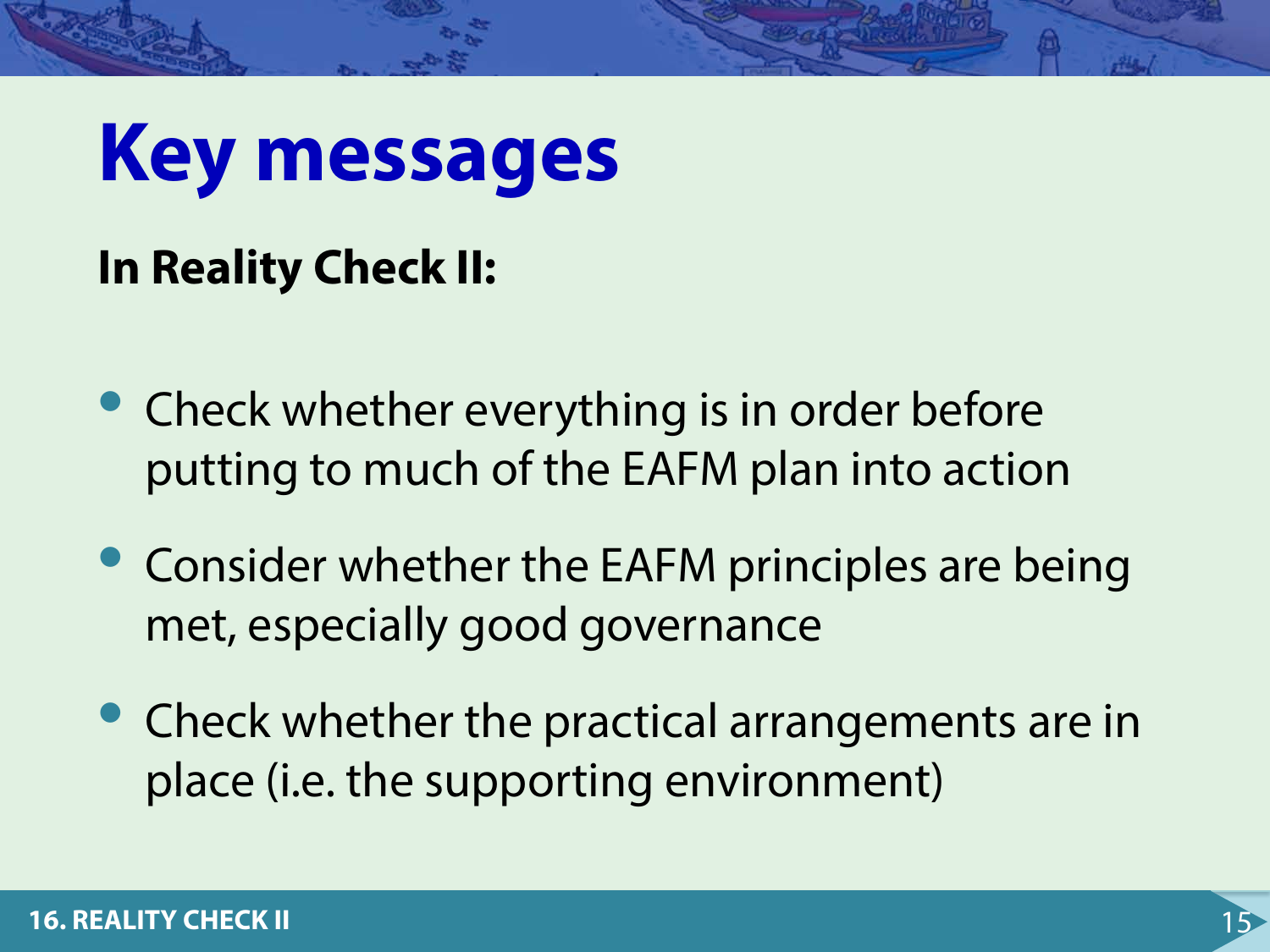# Key messages

**In Reality Check II:**

- Check whether everything is in order before putting to much of the EAFM plan into action
- Consider whether the EAFM principles are being met, especially good governance
- Check whether the practical arrangements are in place (i.e. the supporting environment)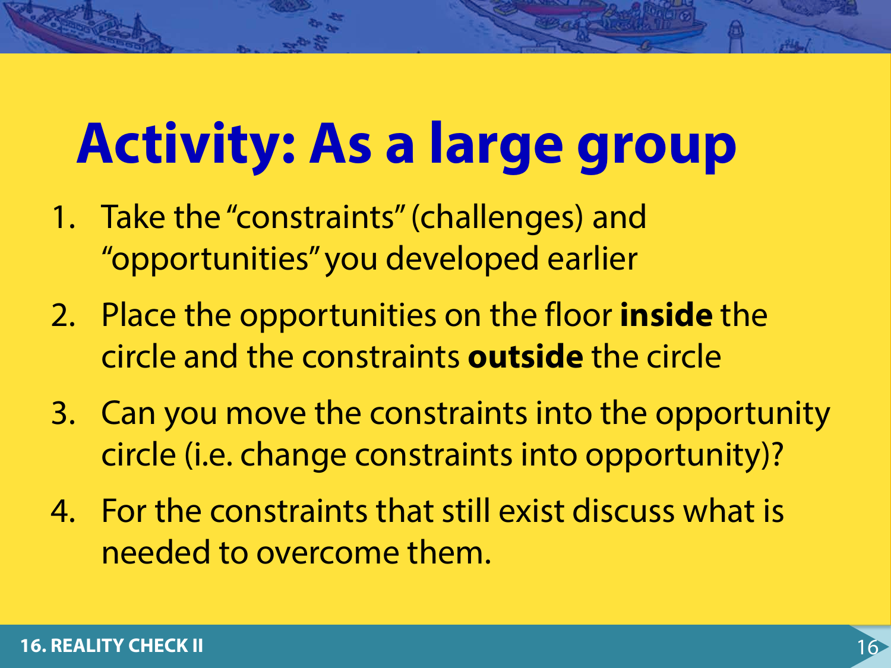# Activity: As a large group

1. Take the "constraints" (challenges) and "opportunities" you developed earlier
2. Place the opportunities on the floor **inside** the circle and the constraints **outside** the circle
3. Can you move the constraints into the opportunity circle (i.e. change constraints into opportunity)?
4. For the constraints that still exist discuss what is needed to overcome them.